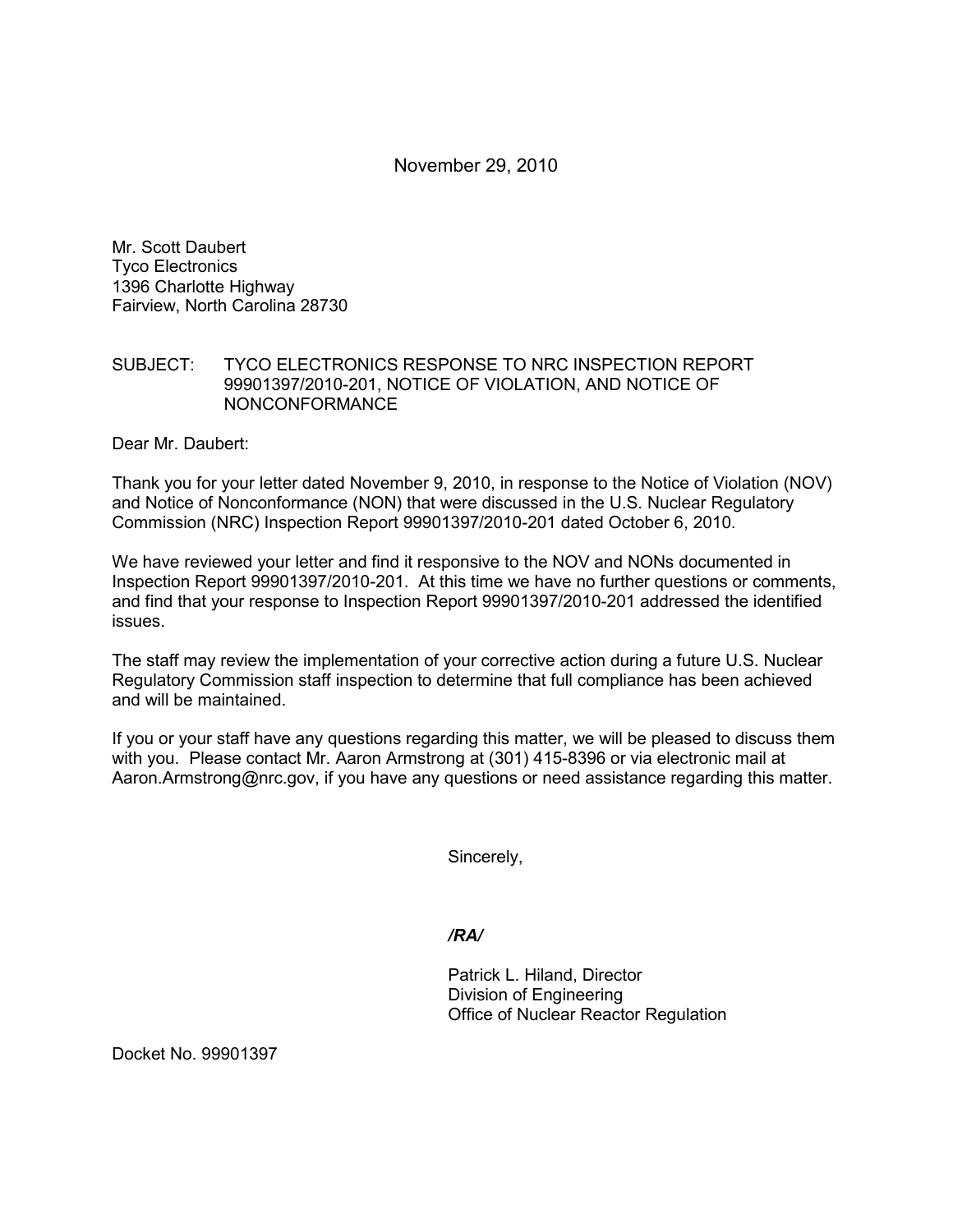November 29, 2010

Mr. Scott Daubert
Tyco Electronics
1396 Charlotte Highway
Fairview, North Carolina 28730

SUBJECT: TYCO ELECTRONICS RESPONSE TO NRC INSPECTION REPORT 99901397/2010-201, NOTICE OF VIOLATION, AND NOTICE OF NONCONFORMANCE

Dear Mr. Daubert:

Thank you for your letter dated November 9, 2010, in response to the Notice of Violation (NOV) and Notice of Nonconformance (NON) that were discussed in the U.S. Nuclear Regulatory Commission (NRC) Inspection Report 99901397/2010-201 dated October 6, 2010.

We have reviewed your letter and find it responsive to the NOV and NONs documented in Inspection Report 99901397/2010-201. At this time we have no further questions or comments, and find that your response to Inspection Report 99901397/2010-201 addressed the identified issues.

The staff may review the implementation of your corrective action during a future U.S. Nuclear Regulatory Commission staff inspection to determine that full compliance has been achieved and will be maintained.

If you or your staff have any questions regarding this matter, we will be pleased to discuss them with you. Please contact Mr. Aaron Armstrong at (301) 415-8396 or via electronic mail at Aaron.Armstrong@nrc.gov, if you have any questions or need assistance regarding this matter.

Sincerely,

***/RA/***

Patrick L. Hiland, Director
Division of Engineering
Office of Nuclear Reactor Regulation

Docket No. 99901397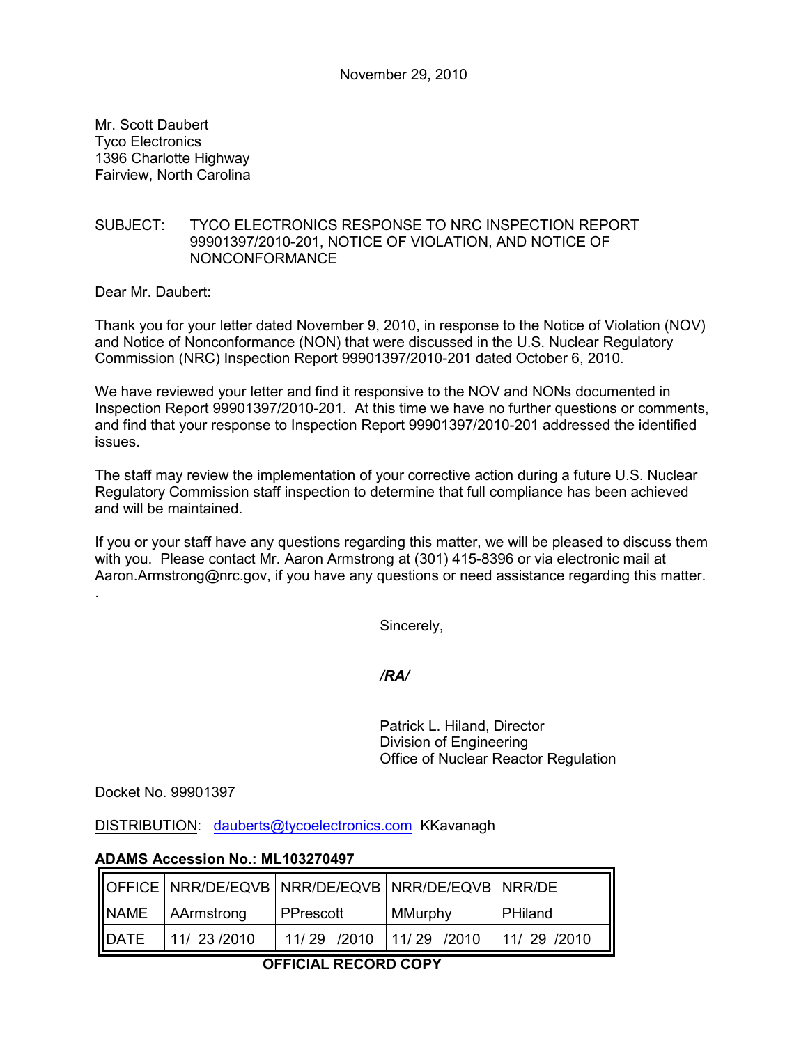November 29, 2010

Mr. Scott Daubert
Tyco Electronics
1396 Charlotte Highway
Fairview, North Carolina

SUBJECT: TYCO ELECTRONICS RESPONSE TO NRC INSPECTION REPORT 99901397/2010-201, NOTICE OF VIOLATION, AND NOTICE OF NONCONFORMANCE

Dear Mr. Daubert:

Thank you for your letter dated November 9, 2010, in response to the Notice of Violation (NOV) and Notice of Nonconformance (NON) that were discussed in the U.S. Nuclear Regulatory Commission (NRC) Inspection Report 99901397/2010-201 dated October 6, 2010.

We have reviewed your letter and find it responsive to the NOV and NONs documented in Inspection Report 99901397/2010-201. At this time we have no further questions or comments, and find that your response to Inspection Report 99901397/2010-201 addressed the identified issues.

The staff may review the implementation of your corrective action during a future U.S. Nuclear Regulatory Commission staff inspection to determine that full compliance has been achieved and will be maintained.

If you or your staff have any questions regarding this matter, we will be pleased to discuss them with you. Please contact Mr. Aaron Armstrong at (301) 415-8396 or via electronic mail at Aaron.Armstrong@nrc.gov, if you have any questions or need assistance regarding this matter.

.

Sincerely,

***/RA/***

Patrick L. Hiland, Director
Division of Engineering
Office of Nuclear Reactor Regulation

Docket No. 99901397

DISTRIBUTION: dauberts@tycoelectronics.com KKavanagh

**ADAMS Accession No.: ML103270497**

| OFFICE | NRR/DE/EQVB | NRR/DE/EQVB | NRR/DE/EQVB | NRR/DE |
|---|---|---|---|---|
| NAME | AArmstrong | PPrescott | MMurphy | PHiland |
| DATE | 11/ 23 /2010 | 11/ 29 /2010 | 11/ 29 /2010 | 11/ 29 /2010 |

**OFFICIAL RECORD COPY**